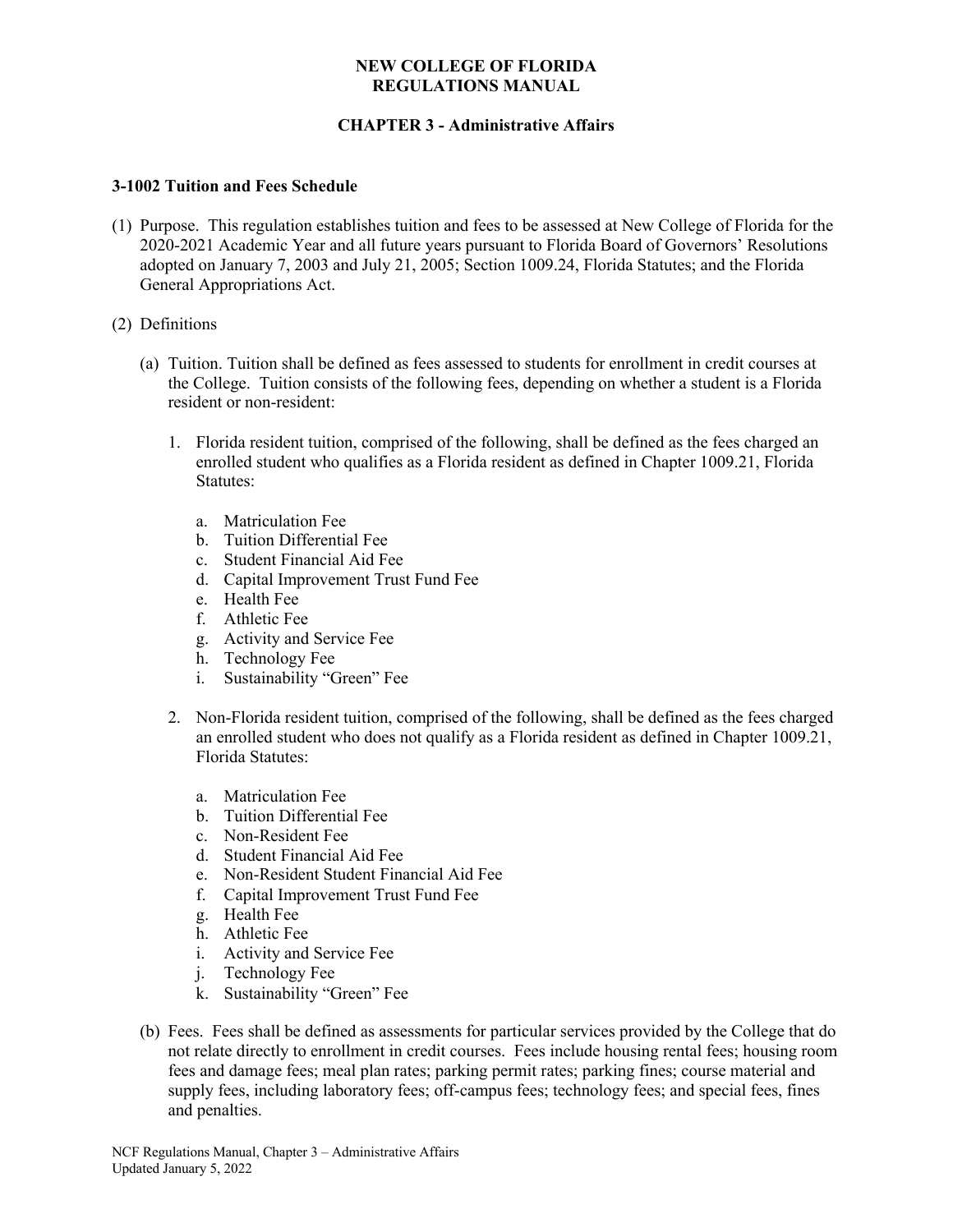**NEW COLLEGE OF FLORIDA**
**REGULATIONS MANUAL**

**CHAPTER 3 - Administrative Affairs**

### 3-1002 Tuition and Fees Schedule

(1) Purpose. This regulation establishes tuition and fees to be assessed at New College of Florida for the 2020-2021 Academic Year and all future years pursuant to Florida Board of Governors' Resolutions adopted on January 7, 2003 and July 21, 2005; Section 1009.24, Florida Statutes; and the Florida General Appropriations Act.

(2) Definitions

(a) Tuition. Tuition shall be defined as fees assessed to students for enrollment in credit courses at the College. Tuition consists of the following fees, depending on whether a student is a Florida resident or non-resident:

1. Florida resident tuition, comprised of the following, shall be defined as the fees charged an enrolled student who qualifies as a Florida resident as defined in Chapter 1009.21, Florida Statutes:

   a. Matriculation Fee
   b. Tuition Differential Fee
   c. Student Financial Aid Fee
   d. Capital Improvement Trust Fund Fee
   e. Health Fee
   f. Athletic Fee
   g. Activity and Service Fee
   h. Technology Fee
   i. Sustainability "Green" Fee

2. Non-Florida resident tuition, comprised of the following, shall be defined as the fees charged an enrolled student who does not qualify as a Florida resident as defined in Chapter 1009.21, Florida Statutes:

   a. Matriculation Fee
   b. Tuition Differential Fee
   c. Non-Resident Fee
   d. Student Financial Aid Fee
   e. Non-Resident Student Financial Aid Fee
   f. Capital Improvement Trust Fund Fee
   g. Health Fee
   h. Athletic Fee
   i. Activity and Service Fee
   j. Technology Fee
   k. Sustainability "Green" Fee

(b) Fees. Fees shall be defined as assessments for particular services provided by the College that do not relate directly to enrollment in credit courses. Fees include housing rental fees; housing room fees and damage fees; meal plan rates; parking permit rates; parking fines; course material and supply fees, including laboratory fees; off-campus fees; technology fees; and special fees, fines and penalties.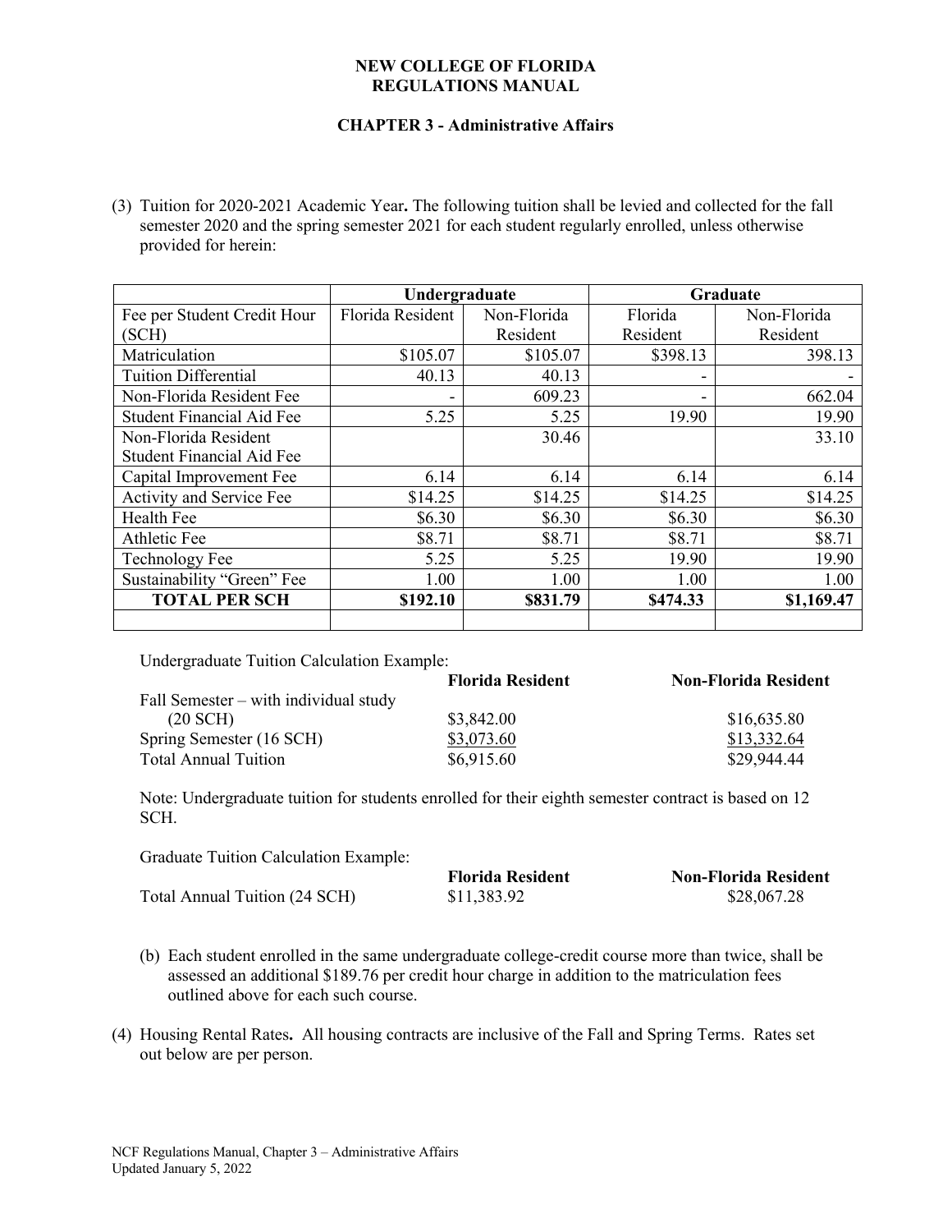**NEW COLLEGE OF FLORIDA**
**REGULATIONS MANUAL**

**CHAPTER 3 - Administrative Affairs**

(3) Tuition for 2020-2021 Academic Year**.** The following tuition shall be levied and collected for the fall semester 2020 and the spring semester 2021 for each student regularly enrolled, unless otherwise provided for herein:

| | **Undergraduate** | | **Graduate** | |
|---|---|---|---|---|
| Fee per Student Credit Hour (SCH) | Florida Resident | Non-Florida Resident | Florida Resident | Non-Florida Resident |
| Matriculation | $105.07 | $105.07 | $398.13 | 398.13 |
| Tuition Differential | 40.13 | 40.13 | - | - |
| Non-Florida Resident Fee | - | 609.23 | - | 662.04 |
| Student Financial Aid Fee | 5.25 | 5.25 | 19.90 | 19.90 |
| Non-Florida Resident Student Financial Aid Fee | | 30.46 | | 33.10 |
| Capital Improvement Fee | 6.14 | 6.14 | 6.14 | 6.14 |
| Activity and Service Fee | $14.25 | $14.25 | $14.25 | $14.25 |
| Health Fee | $6.30 | $6.30 | $6.30 | $6.30 |
| Athletic Fee | $8.71 | $8.71 | $8.71 | $8.71 |
| Technology Fee | 5.25 | 5.25 | 19.90 | 19.90 |
| Sustainability "Green" Fee | 1.00 | 1.00 | 1.00 | 1.00 |
| **TOTAL PER SCH** | **$192.10** | **$831.79** | **$474.33** | **$1,169.47** |
| | | | | |

Undergraduate Tuition Calculation Example:

| | **Florida Resident** | **Non-Florida Resident** |
|---|---|---|
| Fall Semester – with individual study (20 SCH) | $3,842.00 | $16,635.80 |
| Spring Semester (16 SCH) | $3,073.60 | $13,332.64 |
| Total Annual Tuition | $6,915.60 | $29,944.44 |

Note: Undergraduate tuition for students enrolled for their eighth semester contract is based on 12 SCH.

Graduate Tuition Calculation Example:

| | **Florida Resident** | **Non-Florida Resident** |
|---|---|---|
| Total Annual Tuition (24 SCH) | $11,383.92 | $28,067.28 |

(b) Each student enrolled in the same undergraduate college-credit course more than twice, shall be assessed an additional $189.76 per credit hour charge in addition to the matriculation fees outlined above for each such course.

(4) Housing Rental Rates**.** All housing contracts are inclusive of the Fall and Spring Terms. Rates set out below are per person.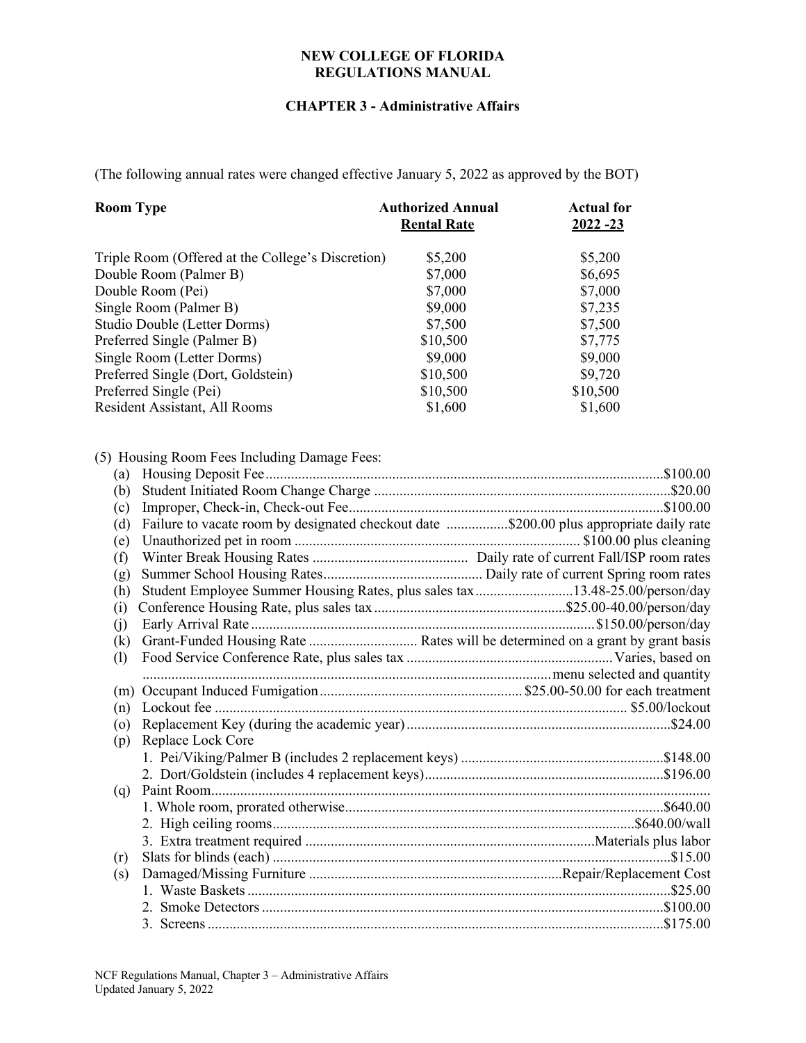**NEW COLLEGE OF FLORIDA**
**REGULATIONS MANUAL**

**CHAPTER 3 - Administrative Affairs**

(The following annual rates were changed effective January 5, 2022 as approved by the BOT)

| **Room Type** | **Authorized Annual Rental Rate** | **Actual for 2022 -23** |
|---|---|---|
| Triple Room (Offered at the College's Discretion) | $5,200 | $5,200 |
| Double Room (Palmer B) | $7,000 | $6,695 |
| Double Room (Pei) | $7,000 | $7,000 |
| Single Room (Palmer B) | $9,000 | $7,235 |
| Studio Double (Letter Dorms) | $7,500 | $7,500 |
| Preferred Single (Palmer B) | $10,500 | $7,775 |
| Single Room (Letter Dorms) | $9,000 | $9,000 |
| Preferred Single (Dort, Goldstein) | $10,500 | $9,720 |
| Preferred Single (Pei) | $10,500 | $10,500 |
| Resident Assistant, All Rooms | $1,600 | $1,600 |

(5) Housing Room Fees Including Damage Fees:

(a) Housing Deposit Fee....................$100.00
(b) Student Initiated Room Change Charge....................$20.00
(c) Improper, Check-in, Check-out Fee....................$100.00
(d) Failure to vacate room by designated checkout date ....................$200.00 plus appropriate daily rate
(e) Unauthorized pet in room .................... $100.00 plus cleaning
(f) Winter Break Housing Rates .................... Daily rate of current Fall/ISP room rates
(g) Summer School Housing Rates.................... Daily rate of current Spring room rates
(h) Student Employee Summer Housing Rates, plus sales tax....................13.48-25.00/person/day
(i) Conference Housing Rate, plus sales tax....................$25.00-40.00/person/day
(j) Early Arrival Rate....................$150.00/person/day
(k) Grant-Funded Housing Rate .................... Rates will be determined on a grant by grant basis
(l) Food Service Conference Rate, plus sales tax ....................Varies, based on menu selected and quantity
(m) Occupant Induced Fumigation....................$25.00-50.00 for each treatment
(n) Lockout fee .................... $5.00/lockout
(o) Replacement Key (during the academic year)....................$24.00
(p) Replace Lock Core
1. Pei/Viking/Palmer B (includes 2 replacement keys) ....................$148.00
2. Dort/Goldstein (includes 4 replacement keys)....................$196.00
(q) Paint Room....................
1. Whole room, prorated otherwise....................$640.00
2. High ceiling rooms....................$640.00/wall
3. Extra treatment required ....................Materials plus labor
(r) Slats for blinds (each) ....................$15.00
(s) Damaged/Missing Furniture ....................Repair/Replacement Cost
1. Waste Baskets....................$25.00
2. Smoke Detectors....................$100.00
3. Screens....................$175.00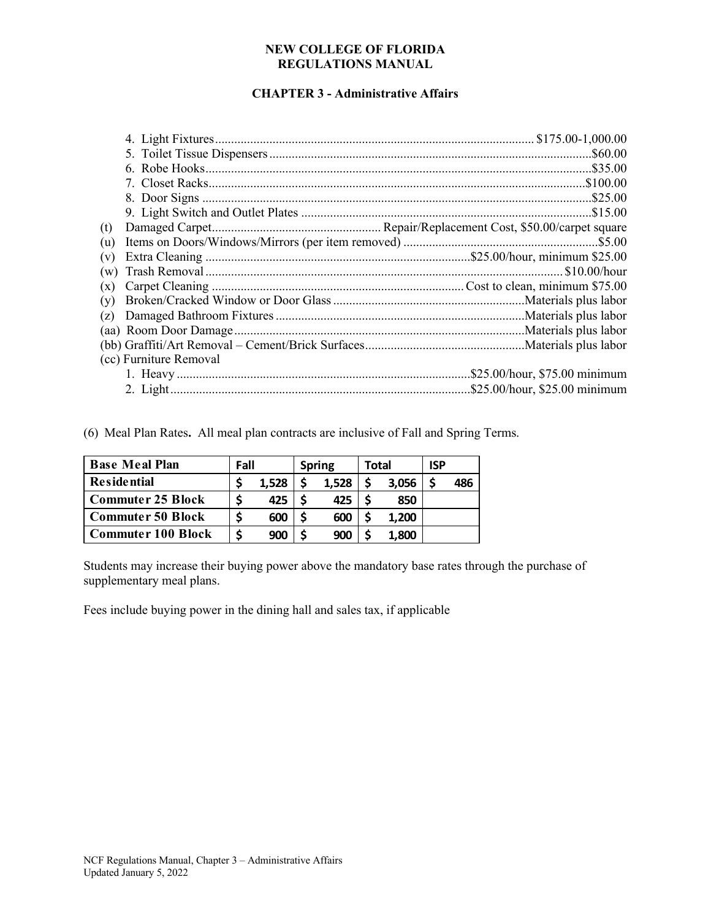# NEW COLLEGE OF FLORIDA
# REGULATIONS MANUAL

## CHAPTER 3 - Administrative Affairs

4. Light Fixtures .......... $175.00-1,000.00
5. Toilet Tissue Dispensers .......... $60.00
6. Robe Hooks .......... $35.00
7. Closet Racks .......... $100.00
8. Door Signs .......... $25.00
9. Light Switch and Outlet Plates .......... $15.00

(t) Damaged Carpet .......... Repair/Replacement Cost, $50.00/carpet square
(u) Items on Doors/Windows/Mirrors (per item removed) .......... $5.00
(v) Extra Cleaning .......... $25.00/hour, minimum $25.00
(w) Trash Removal .......... $10.00/hour
(x) Carpet Cleaning .......... Cost to clean, minimum $75.00
(y) Broken/Cracked Window or Door Glass .......... Materials plus labor
(z) Damaged Bathroom Fixtures .......... Materials plus labor
(aa) Room Door Damage .......... Materials plus labor
(bb) Graffiti/Art Removal – Cement/Brick Surfaces .......... Materials plus labor
(cc) Furniture Removal
1. Heavy .......... $25.00/hour, 75.00 minimum
2. Light .......... $25.00/hour, $25.00 minimum

(6) Meal Plan Rates**.** All meal plan contracts are inclusive of Fall and Spring Terms.

| Base Meal Plan | Fall | Spring | Total | ISP |
|---|---|---|---|---|
| Residential | $ 1,528 | $ 1,528 | $ 3,056 | $ 486 |
| Commuter 25 Block | $ 425 | $ 425 | $ 850 | |
| Commuter 50 Block | $ 600 | $ 600 | $ 1,200 | |
| Commuter 100 Block | $ 900 | $ 900 | $ 1,800 | |

Students may increase their buying power above the mandatory base rates through the purchase of supplementary meal plans.

Fees include buying power in the dining hall and sales tax, if applicable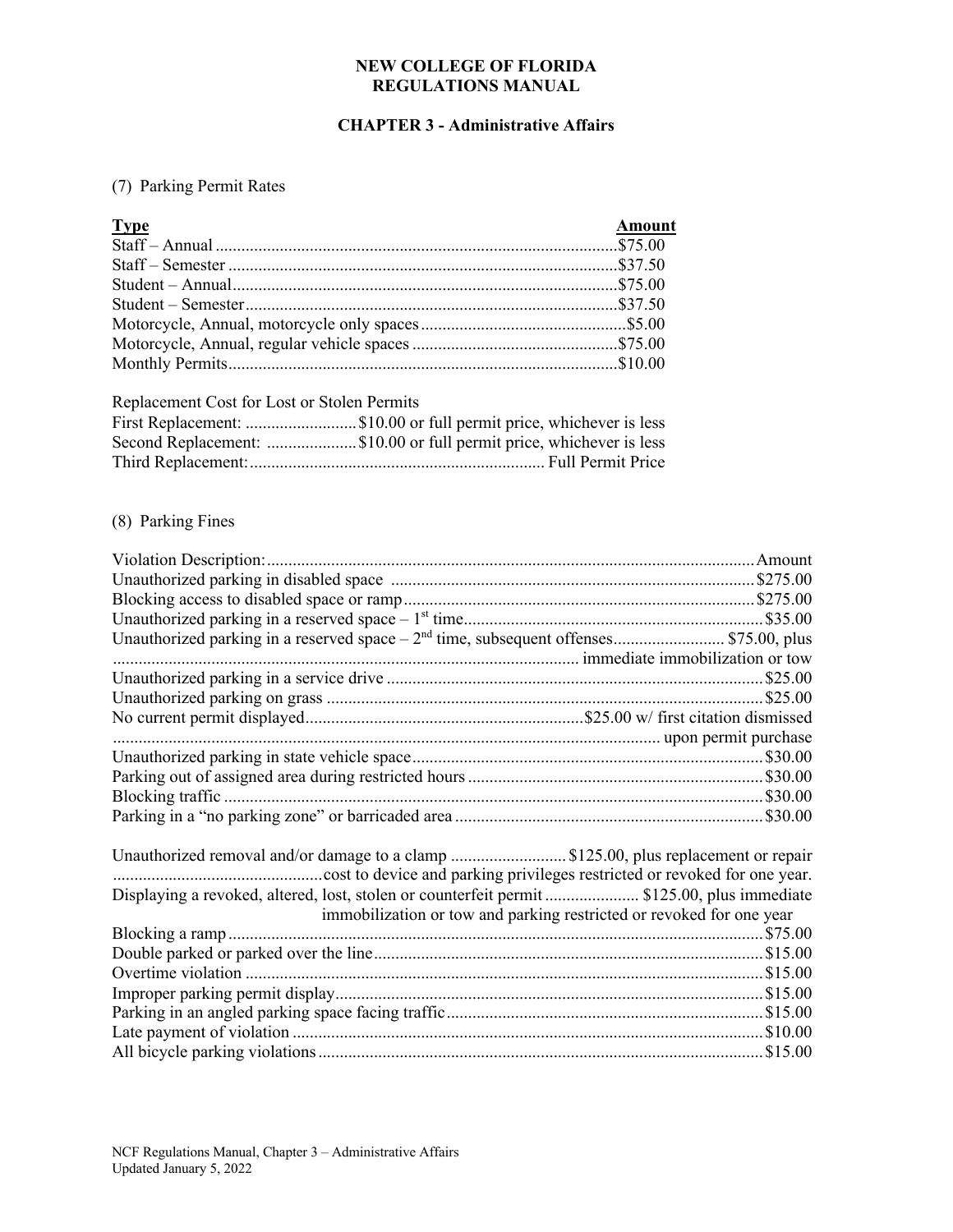**NEW COLLEGE OF FLORIDA**
**REGULATIONS MANUAL**

**CHAPTER 3 - Administrative Affairs**

(7) Parking Permit Rates

| Type | Amount |
|---|---|
| Staff – Annual | $75.00 |
| Staff – Semester | $37.50 |
| Student – Annual | $75.00 |
| Student – Semester | $37.50 |
| Motorcycle, Annual, motorcycle only spaces | $5.00 |
| Motorcycle, Annual, regular vehicle spaces | $75.00 |
| Monthly Permits | $10.00 |

Replacement Cost for Lost or Stolen Permits

| | |
|---|---|
| First Replacement: | $10.00 or full permit price, whichever is less |
| Second Replacement: | $10.00 or full permit price, whichever is less |
| Third Replacement: | Full Permit Price |

(8) Parking Fines

| Violation Description: | Amount |
|---|---|
| Unauthorized parking in disabled space | $275.00 |
| Blocking access to disabled space or ramp | $275.00 |
| Unauthorized parking in a reserved space – 1st time | $35.00 |
| Unauthorized parking in a reserved space – 2nd time, subsequent offenses | $75.00, plus immediate immobilization or tow |
| Unauthorized parking in a service drive | $25.00 |
| Unauthorized parking on grass | $25.00 |
| No current permit displayed | $25.00 w/ first citation dismissed upon permit purchase |
| Unauthorized parking in state vehicle space | $30.00 |
| Parking out of assigned area during restricted hours | $30.00 |
| Blocking traffic | $30.00 |
| Parking in a "no parking zone" or barricaded area | $30.00 |
| Unauthorized removal and/or damage to a clamp | $125.00, plus replacement or repair cost to device and parking privileges restricted or revoked for one year. |
| Displaying a revoked, altered, lost, stolen or counterfeit permit | $125.00, plus immediate immobilization or tow and parking restricted or revoked for one year |
| Blocking a ramp | $75.00 |
| Double parked or parked over the line | $15.00 |
| Overtime violation | $15.00 |
| Improper parking permit display | $15.00 |
| Parking in an angled parking space facing traffic | $15.00 |
| Late payment of violation | $10.00 |
| All bicycle parking violations | $15.00 |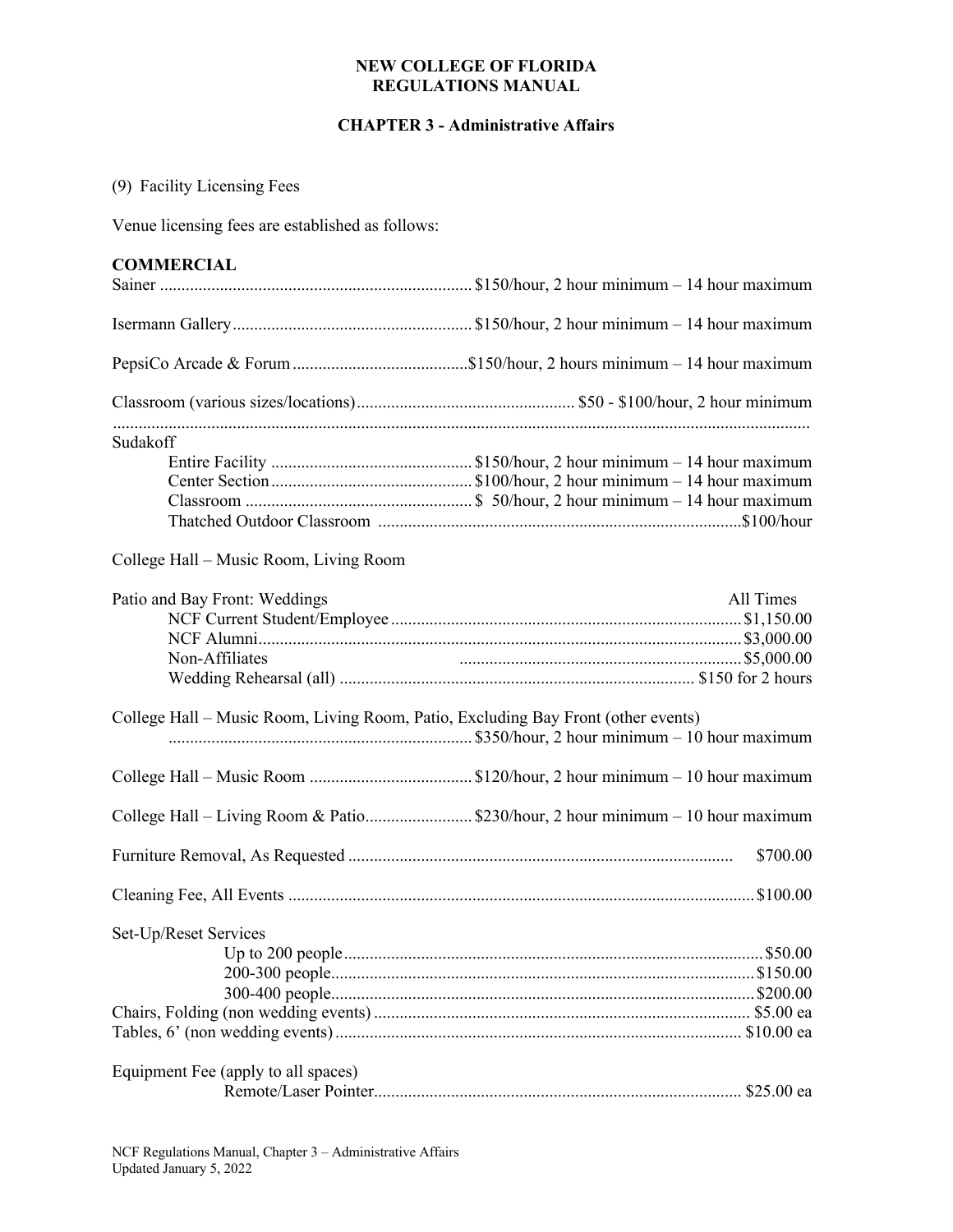**NEW COLLEGE OF FLORIDA**
**REGULATIONS MANUAL**

**CHAPTER 3 - Administrative Affairs**

(9) Facility Licensing Fees

Venue licensing fees are established as follows:

**COMMERCIAL**

Sainer ........................................................................ $150/hour, 2 hour minimum – 14 hour maximum

Isermann Gallery ....................................................... $150/hour, 2 hour minimum – 14 hour maximum

PepsiCo Arcade & Forum ......................................... $150/hour, 2 hours minimum – 14 hour maximum

Classroom (various sizes/locations) .................................................. $50 - $100/hour, 2 hour minimum

Sudakoff
- Entire Facility .............................................. $150/hour, 2 hour minimum – 14 hour maximum
- Center Section .............................................. $100/hour, 2 hour minimum – 14 hour maximum
- Classroom ..................................................... $ 50/hour, 2 hour minimum – 14 hour maximum
- Thatched Outdoor Classroom .................................................................................... $100/hour

College Hall – Music Room, Living Room

Patio and Bay Front: Weddings — All Times
- NCF Current Student/Employee ................................................................................ $1,150.00
- NCF Alumni ............................................................................................................... $3,000.00
- Non-Affiliates ............................................................................................................ $5,000.00
- Wedding Rehearsal (all) ................................................................................. $150 for 2 hours

College Hall – Music Room, Living Room, Patio, Excluding Bay Front (other events)
...................................................................... $350/hour, 2 hour minimum – 10 hour maximum

College Hall – Music Room ...................................... $120/hour, 2 hour minimum – 10 hour maximum

College Hall – Living Room & Patio ......................... $230/hour, 2 hour minimum – 10 hour maximum

Furniture Removal, As Requested ......................................................................................... $700.00

Cleaning Fee, All Events ........................................................................................................ $100.00

Set-Up/Reset Services
- Up to 200 people ........................................................................................................ $50.00
- 200-300 people .......................................................................................................... $150.00
- 300-400 people .......................................................................................................... $200.00

Chairs, Folding (non wedding events) ...................................................................................... $5.00 ea

Tables, 6' (non wedding events) ............................................................................................. $10.00 ea

Equipment Fee (apply to all spaces)
- Remote/Laser Pointer ..................................................................................... $25.00 ea

NCF Regulations Manual, Chapter 3 – Administrative Affairs
Updated January 5, 2022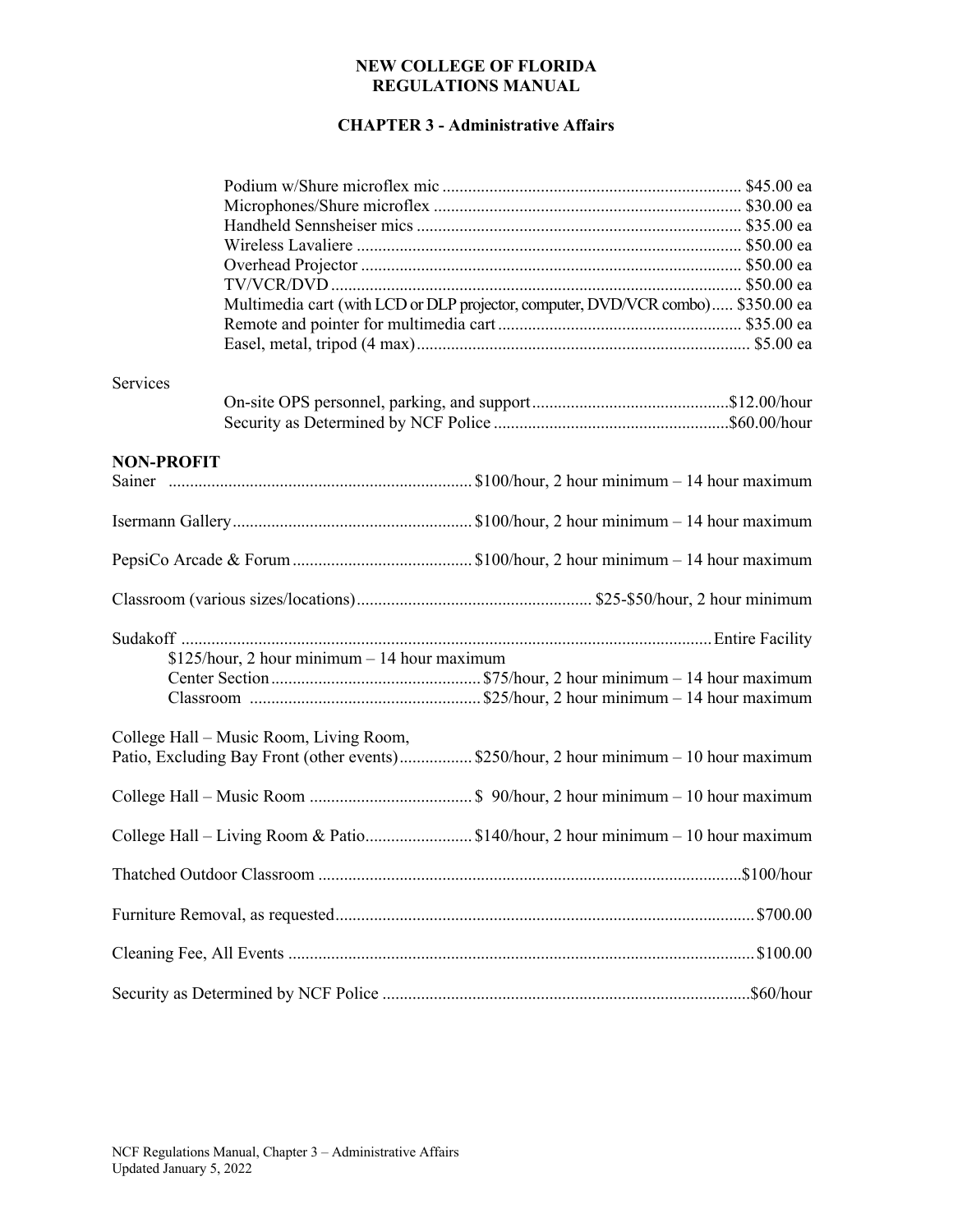| Item | Price |
|---|---|
| Podium w/Shure microflex mic | $45.00 ea |
| Microphones/Shure microflex | $30.00 ea |
| Handheld Sennsheiser mics | $35.00 ea |
| Wireless Lavaliere | $50.00 ea |
| Overhead Projector | $50.00 ea |
| TV/VCR/DVD | $50.00 ea |
| Multimedia cart (with LCD or DLP projector, computer, DVD/VCR combo) | $350.00 ea |
| Remote and pointer for multimedia cart | $35.00 ea |
| Easel, metal, tripod (4 max) | $5.00 ea |

Services

| Service | Price |
|---|---|
| On-site OPS personnel, parking, and support | $12.00/hour |
| Security as Determined by NCF Police | $60.00/hour |

**NON-PROFIT**

| Facility | Rate |
|---|---|
| Sainer | $100/hour, 2 hour minimum – 14 hour maximum |
| Isermann Gallery | $100/hour, 2 hour minimum – 14 hour maximum |
| PepsiCo Arcade & Forum | $100/hour, 2 hour minimum – 14 hour maximum |
| Classroom (various sizes/locations) | $25-$50/hour, 2 hour minimum |
| Sudakoff – Entire Facility | $125/hour, 2 hour minimum – 14 hour maximum |
| Center Section | $75/hour, 2 hour minimum – 14 hour maximum |
| Classroom | $25/hour, 2 hour minimum – 14 hour maximum |
| College Hall – Music Room, Living Room, Patio, Excluding Bay Front (other events) | $250/hour, 2 hour minimum – 10 hour maximum |
| College Hall – Music Room | $ 90/hour, 2 hour minimum – 10 hour maximum |
| College Hall – Living Room & Patio | $140/hour, 2 hour minimum – 10 hour maximum |
| Thatched Outdoor Classroom | $100/hour |
| Furniture Removal, as requested | $700.00 |
| Cleaning Fee, All Events | $100.00 |
| Security as Determined by NCF Police | $60/hour |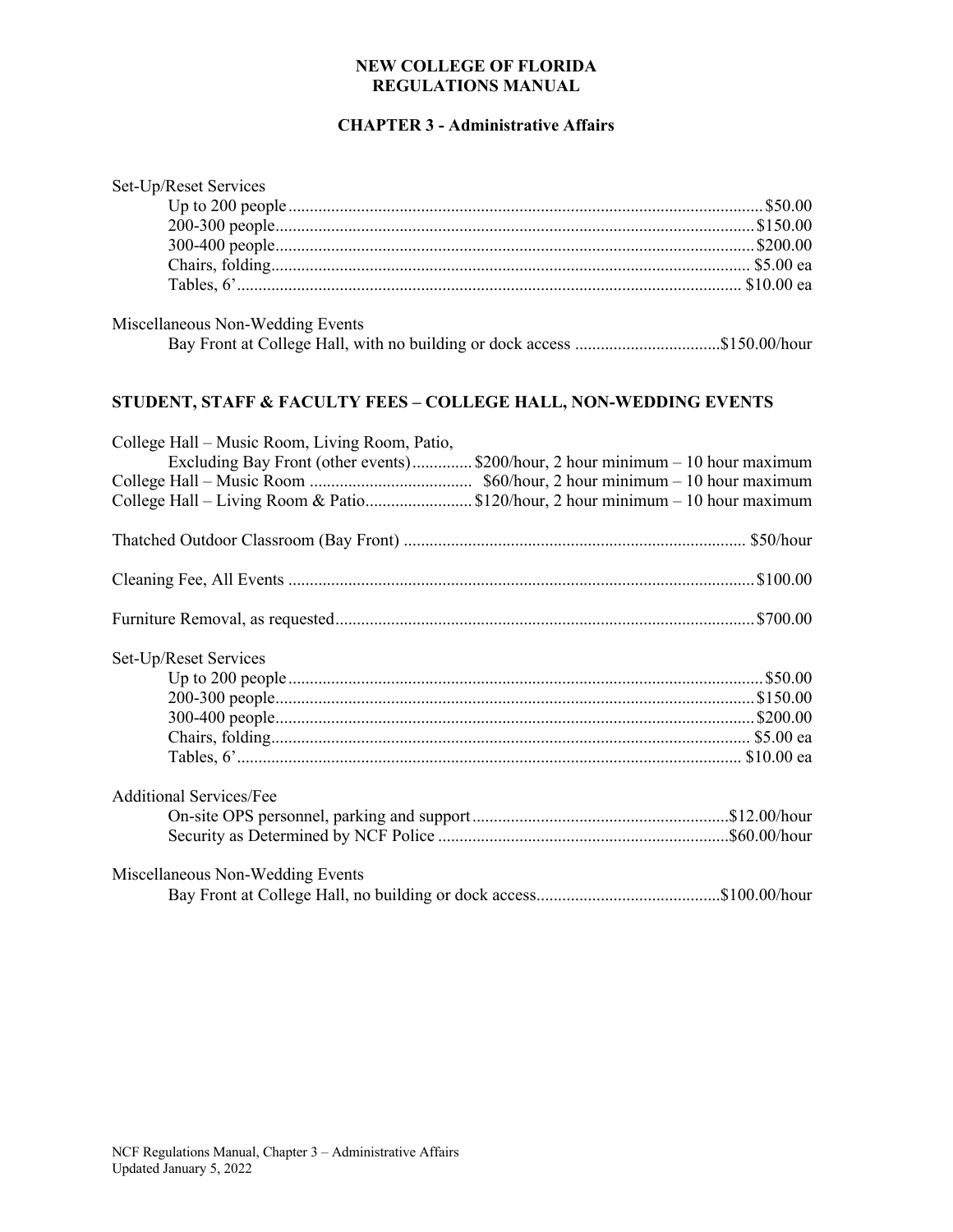Set-Up/Reset Services

| | |
|---|---|
| Up to 200 people | $50.00 |
| 200-300 people | $150.00 |
| 300-400 people | $200.00 |
| Chairs, folding | $5.00 ea |
| Tables, 6’ | $10.00 ea |

Miscellaneous Non-Wedding Events

| | |
|---|---|
| Bay Front at College Hall, with no building or dock access | $150.00/hour |

## STUDENT, STAFF & FACULTY FEES – COLLEGE HALL, NON-WEDDING EVENTS

| | |
|---|---|
| College Hall – Music Room, Living Room, Patio, Excluding Bay Front (other events) | $200/hour, 2 hour minimum – 10 hour maximum |
| College Hall – Music Room | $60/hour, 2 hour minimum – 10 hour maximum |
| College Hall – Living Room & Patio | $120/hour, 2 hour minimum – 10 hour maximum |

| | |
|---|---|
| Thatched Outdoor Classroom (Bay Front) | $50/hour |
| Cleaning Fee, All Events | $100.00 |
| Furniture Removal, as requested | $700.00 |

Set-Up/Reset Services

| | |
|---|---|
| Up to 200 people | $50.00 |
| 200-300 people | $150.00 |
| 300-400 people | $200.00 |
| Chairs, folding | $5.00 ea |
| Tables, 6’ | $10.00 ea |

Additional Services/Fee

| | |
|---|---|
| On-site OPS personnel, parking and support | $12.00/hour |
| Security as Determined by NCF Police | $60.00/hour |

Miscellaneous Non-Wedding Events

| | |
|---|---|
| Bay Front at College Hall, no building or dock access | $100.00/hour |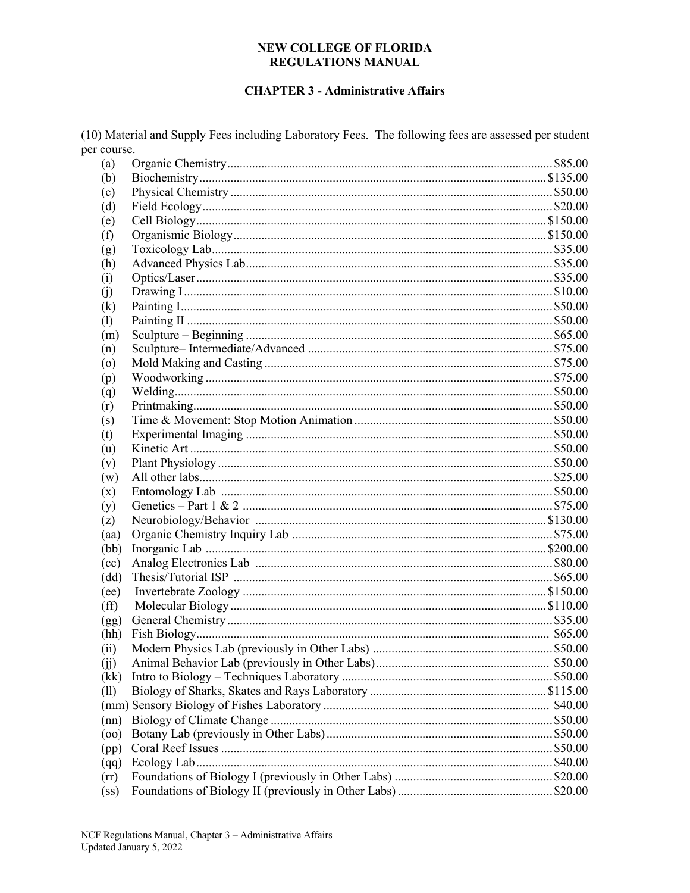**NEW COLLEGE OF FLORIDA**
**REGULATIONS MANUAL**

**CHAPTER 3 - Administrative Affairs**

(10) Material and Supply Fees including Laboratory Fees. The following fees are assessed per student per course.

(a) Organic Chemistry ........ $85.00
(b) Biochemistry ........ $135.00
(c) Physical Chemistry ........ $50.00
(d) Field Ecology ........ $20.00
(e) Cell Biology ........ $150.00
(f) Organismic Biology ........ $150.00
(g) Toxicology Lab ........ $35.00
(h) Advanced Physics Lab ........ $35.00
(i) Optics/Laser ........ $35.00
(j) Drawing I ........ $10.00
(k) Painting I ........ $50.00
(l) Painting II ........ $50.00
(m) Sculpture – Beginning ........ $65.00
(n) Sculpture– Intermediate/Advanced ........ $75.00
(o) Mold Making and Casting ........ $75.00
(p) Woodworking ........ $75.00
(q) Welding ........ $50.00
(r) Printmaking ........ $50.00
(s) Time & Movement: Stop Motion Animation ........ $50.00
(t) Experimental Imaging ........ $50.00
(u) Kinetic Art ........ $50.00
(v) Plant Physiology ........ $50.00
(w) All other labs ........ $25.00
(x) Entomology Lab ........ $50.00
(y) Genetics – Part 1 & 2 ........ $75.00
(z) Neurobiology/Behavior ........ $130.00
(aa) Organic Chemistry Inquiry Lab ........ $75.00
(bb) Inorganic Lab ........ $200.00
(cc) Analog Electronics Lab ........ $80.00
(dd) Thesis/Tutorial ISP ........ $65.00
(ee) Invertebrate Zoology ........ $150.00
(ff) Molecular Biology ........ $110.00
(gg) General Chemistry ........ $35.00
(hh) Fish Biology ........ $65.00
(ii) Modern Physics Lab (previously in Other Labs) ........ $50.00
(jj) Animal Behavior Lab (previously in Other Labs) ........ $50.00
(kk) Intro to Biology – Techniques Laboratory ........ $50.00
(ll) Biology of Sharks, Skates and Rays Laboratory ........ $115.00
(mm) Sensory Biology of Fishes Laboratory ........ $40.00
(nn) Biology of Climate Change ........ $50.00
(oo) Botany Lab (previously in Other Labs) ........ $50.00
(pp) Coral Reef Issues ........ $50.00
(qq) Ecology Lab ........ $40.00
(rr) Foundations of Biology I (previously in Other Labs) ........ $20.00
(ss) Foundations of Biology II (previously in Other Labs) ........ $20.00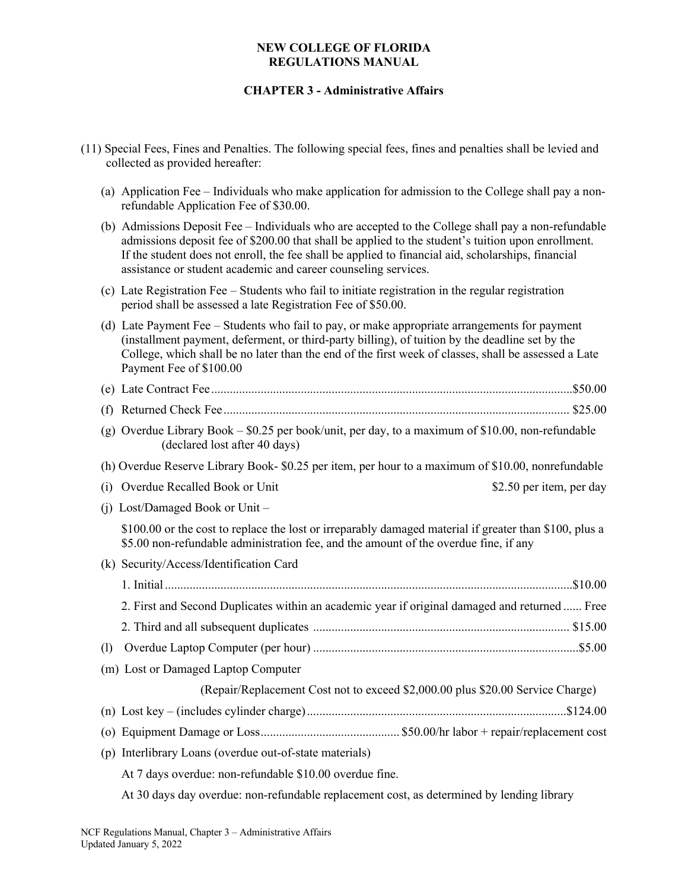**NEW COLLEGE OF FLORIDA**
**REGULATIONS MANUAL**

**CHAPTER 3 - Administrative Affairs**

(11) Special Fees, Fines and Penalties. The following special fees, fines and penalties shall be levied and collected as provided hereafter:

(a) Application Fee – Individuals who make application for admission to the College shall pay a non-refundable Application Fee of $30.00.

(b) Admissions Deposit Fee – Individuals who are accepted to the College shall pay a non-refundable admissions deposit fee of $200.00 that shall be applied to the student's tuition upon enrollment. If the student does not enroll, the fee shall be applied to financial aid, scholarships, financial assistance or student academic and career counseling services.

(c) Late Registration Fee – Students who fail to initiate registration in the regular registration period shall be assessed a late Registration Fee of $50.00.

(d) Late Payment Fee – Students who fail to pay, or make appropriate arrangements for payment (installment payment, deferment, or third-party billing), of tuition by the deadline set by the College, which shall be no later than the end of the first week of classes, shall be assessed a Late Payment Fee of $100.00

(e) Late Contract Fee ........ $50.00

(f) Returned Check Fee ........ $25.00

(g) Overdue Library Book – $0.25 per book/unit, per day, to a maximum of $10.00, non-refundable (declared lost after 40 days)

(h) Overdue Reserve Library Book- $0.25 per item, per hour to a maximum of $10.00, nonrefundable

(i) Overdue Recalled Book or Unit ........ $2.50 per item, per day

(j) Lost/Damaged Book or Unit –

$100.00 or the cost to replace the lost or irreparably damaged material if greater than $100, plus a $5.00 non-refundable administration fee, and the amount of the overdue fine, if any

(k) Security/Access/Identification Card

1. Initial ........ $10.00

2. First and Second Duplicates within an academic year if original damaged and returned ...... Free

2. Third and all subsequent duplicates ........ $15.00

(l) Overdue Laptop Computer (per hour) ........ $5.00

(m) Lost or Damaged Laptop Computer

(Repair/Replacement Cost not to exceed $2,000.00 plus $20.00 Service Charge)

(n) Lost key – (includes cylinder charge) ........ $124.00

(o) Equipment Damage or Loss ........ $50.00/hr labor + repair/replacement cost

(p) Interlibrary Loans (overdue out-of-state materials)

At 7 days overdue: non-refundable $10.00 overdue fine.

At 30 days day overdue: non-refundable replacement cost, as determined by lending library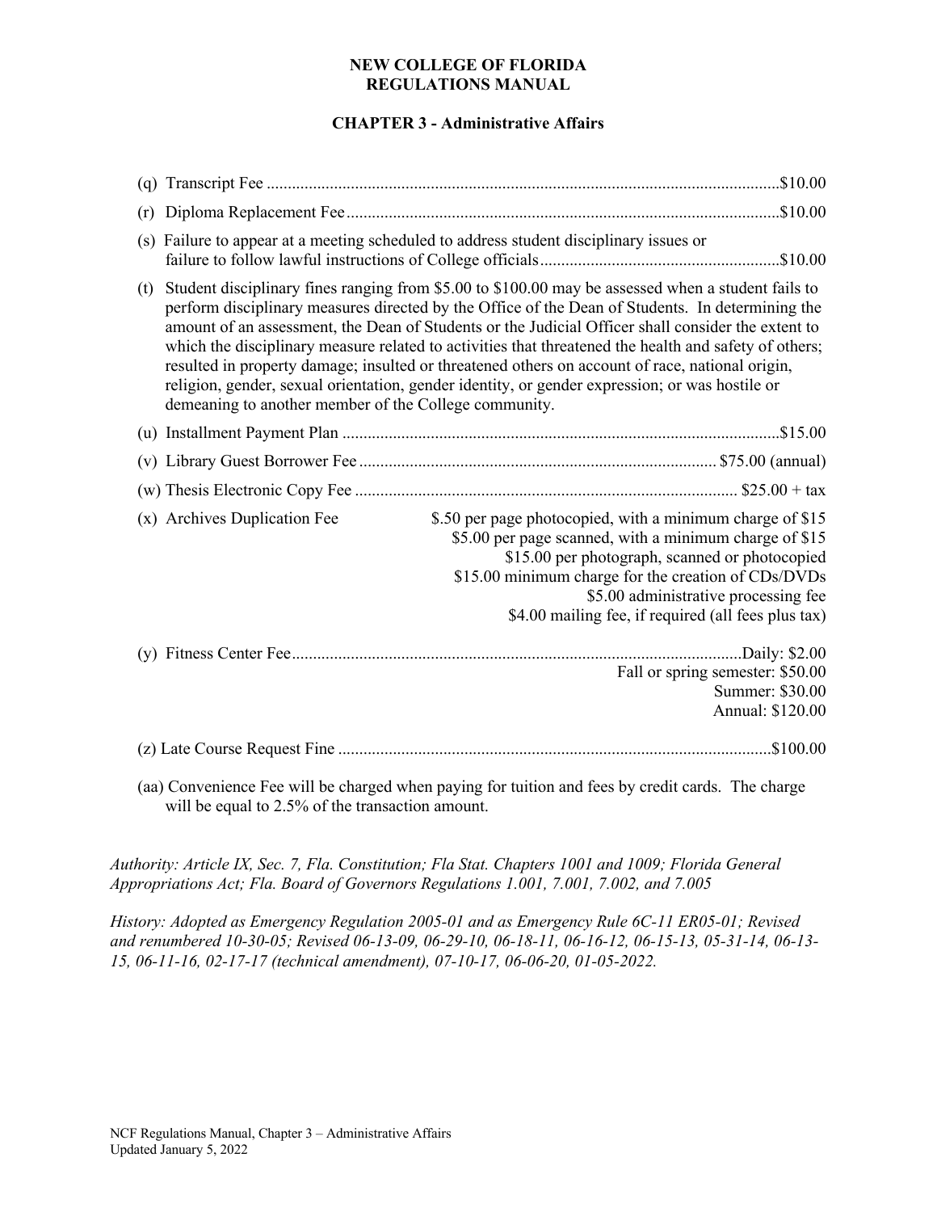**NEW COLLEGE OF FLORIDA**
**REGULATIONS MANUAL**

**CHAPTER 3 - Administrative Affairs**

(q) Transcript Fee ........................................................................................................................$10.00

(r) Diploma Replacement Fee .....................................................................................................$10.00

(s) Failure to appear at a meeting scheduled to address student disciplinary issues or failure to follow lawful instructions of College officials .........................................................$10.00

(t) Student disciplinary fines ranging from $5.00 to $100.00 may be assessed when a student fails to perform disciplinary measures directed by the Office of the Dean of Students. In determining the amount of an assessment, the Dean of Students or the Judicial Officer shall consider the extent to which the disciplinary measure related to activities that threatened the health and safety of others; resulted in property damage; insulted or threatened others on account of race, national origin, religion, gender, sexual orientation, gender identity, or gender expression; or was hostile or demeaning to another member of the College community.

(u) Installment Payment Plan .......................................................................................................$15.00

(v) Library Guest Borrower Fee .................................................................................... $75.00 (annual)

(w) Thesis Electronic Copy Fee ........................................................................................... $25.00 + tax

(x) Archives Duplication Fee
$.50 per page photocopied, with a minimum charge of $15
$5.00 per page scanned, with a minimum charge of $15
$15.00 per photograph, scanned or photocopied
$15.00 minimum charge for the creation of CDs/DVDs
$5.00 administrative processing fee
$4.00 mailing fee, if required (all fees plus tax)

(y) Fitness Center Fee..........................................................................................................Daily: $2.00
Fall or spring semester: $50.00
Summer: $30.00
Annual: $120.00

(z) Late Course Request Fine ......................................................................................................$100.00

(aa) Convenience Fee will be charged when paying for tuition and fees by credit cards. The charge will be equal to 2.5% of the transaction amount.

*Authority: Article IX, Sec. 7, Fla. Constitution; Fla Stat. Chapters 1001 and 1009; Florida General Appropriations Act; Fla. Board of Governors Regulations 1.001, 7.001, 7.002, and 7.005*

*History: Adopted as Emergency Regulation 2005-01 and as Emergency Rule 6C-11 ER05-01; Revised and renumbered 10-30-05; Revised 06-13-09, 06-29-10, 06-18-11, 06-16-12, 06-15-13, 05-31-14, 06-13-15, 06-11-16, 02-17-17 (technical amendment), 07-10-17, 06-06-20, 01-05-2022.*